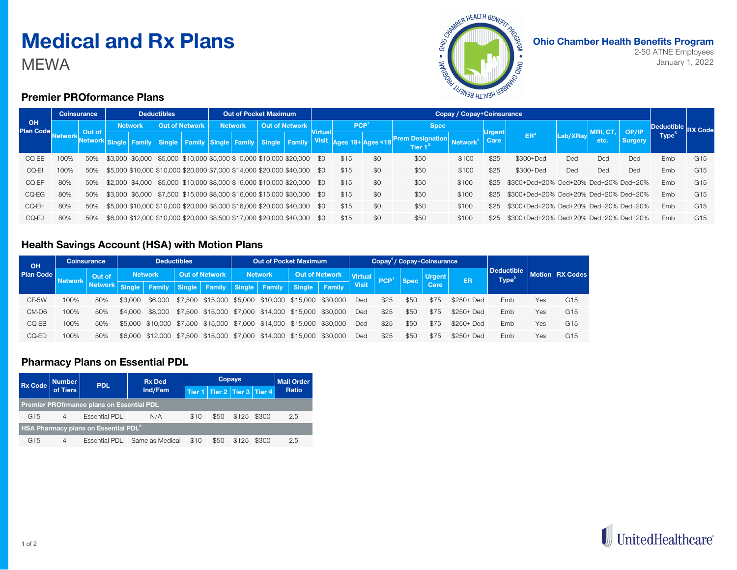# Medical and Rx Plans

MEWA

**Ohio Chamber Health Benefits Program**
2-50 ATNE Employees
January 1, 2022

## Premier PROformance Plans

| OH Plan Code | Coinsurance | | Deductibles | | | | Out of Pocket Maximum | | | | Copay / Copay+Coinsurance | | | | | | | | | | Deductible Type[5] | RX Code |
|---|---|---|---|---|---|---|---|---|---|---|---|---|---|---|---|---|---|---|---|---|---|---|
| | Network | Out of Network | Network | | Out of Network | | Network | | Out of Network | | Virtual Visit | PCP[1] | | Spec | | Urgent Care | ER[4] | Lab/XRay | MRI, CT, etc. | OP/IP Surgery | | |
| | | | Single | Family | Single | Family | Single | Family | Single | Family | | Ages 19+ | Ages <19 | Prem Designation Tier 1[2] | Network[3] | | | | | | | |
| CQ-EE | 100% | 50% | $3,000 | $6,000 | $5,000 | $10,000 | $5,000 | $10,000 | $10,000 | $20,000 | $0 | $15 | $0 | $50 | $100 | $25 | $300+Ded | Ded | Ded | Ded | Emb | G15 |
| CQ-EI | 100% | 50% | $5,000 | $10,000 | $10,000 | $20,000 | $7,000 | $14,000 | $20,000 | $40,000 | $0 | $15 | $0 | $50 | $100 | $25 | $300+Ded | Ded | Ded | Ded | Emb | G15 |
| CQ-EF | 80% | 50% | $2,000 | $4,000 | $5,000 | $10,000 | $8,000 | $16,000 | $10,000 | $20,000 | $0 | $15 | $0 | $50 | $100 | $25 | $300+Ded+20% | Ded+20% | Ded+20% | Ded+20% | Emb | G15 |
| CQ-EG | 80% | 50% | $3,000 | $6,000 | $7,500 | $15,000 | $8,000 | $16,000 | $15,000 | $30,000 | $0 | $15 | $0 | $50 | $100 | $25 | $300+Ded+20% | Ded+20% | Ded+20% | Ded+20% | Emb | G15 |
| CQ-EH | 80% | 50% | $5,000 | $10,000 | $10,000 | $20,000 | $8,000 | $16,000 | $20,000 | $40,000 | $0 | $15 | $0 | $50 | $100 | $25 | $300+Ded+20% | Ded+20% | Ded+20% | Ded+20% | Emb | G15 |
| CQ-EJ | 80% | 50% | $6,000 | $12,000 | $10,000 | $20,000 | $8,500 | $17,000 | $20,000 | $40,000 | $0 | $15 | $0 | $50 | $100 | $25 | $300+Ded+20% | Ded+20% | Ded+20% | Ded+20% | Emb | G15 |

## Health Savings Account (HSA) with Motion Plans

| OH Plan Code | Coinsurance | | Deductibles | | | | Out of Pocket Maximum | | | | Copay[6] / Copay+Coinsurance | | | | | Deductible Type[5] | Motion | RX Codes |
|---|---|---|---|---|---|---|---|---|---|---|---|---|---|---|---|---|---|---|
| | Network | Out of Network | Network | | Out of Network | | Network | | Out of Network | | Virtual Visit | PCP[1] | Spec | Urgent Care | ER | | | |
| | | | Single | Family | Single | Family | Single | Family | Single | Family | | | | | | | | |
| CF-5W | 100% | 50% | $3,000 | $6,000 | $7,500 | $15,000 | $5,000 | $10,000 | $15,000 | $30,000 | Ded | $25 | $50 | $75 | $250+ Ded | Emb | Yes | G15 |
| CM-D6 | 100% | 50% | $4,000 | $8,000 | $7,500 | $15,000 | $7,000 | $14,000 | $15,000 | $30,000 | Ded | $25 | $50 | $75 | $250+ Ded | Emb | Yes | G15 |
| CQ-EB | 100% | 50% | $5,000 | $10,000 | $7,500 | $15,000 | $7,000 | $14,000 | $15,000 | $30,000 | Ded | $25 | $50 | $75 | $250+ Ded | Emb | Yes | G15 |
| CQ-ED | 100% | 50% | $6,000 | $12,000 | $7,500 | $15,000 | $7,000 | $14,000 | $15,000 | $30,000 | Ded | $25 | $50 | $75 | $250+ Ded | Emb | Yes | G15 |

## Pharmacy Plans on Essential PDL

| Rx Code | Number of Tiers | PDL | Rx Ded Ind/Fam | Copays | | | | Mail Order Ratio |
|---|---|---|---|---|---|---|---|---|
| | | | | Tier 1 | Tier 2 | Tier 3 | Tier 4 | |
| **Premier PROfrmance plans on Essential PDL** | | | | | | | | |
| G15 | 4 | Essential PDL | N/A | $10 | $50 | $125 | $300 | 2.5 |
| **HSA Pharmacy plans on Essential PDL[6]** | | | | | | | | |
| G15 | 4 | Essential PDL | Same as Medical | $10 | $50 | $125 | $300 | 2.5 |

UnitedHealthcare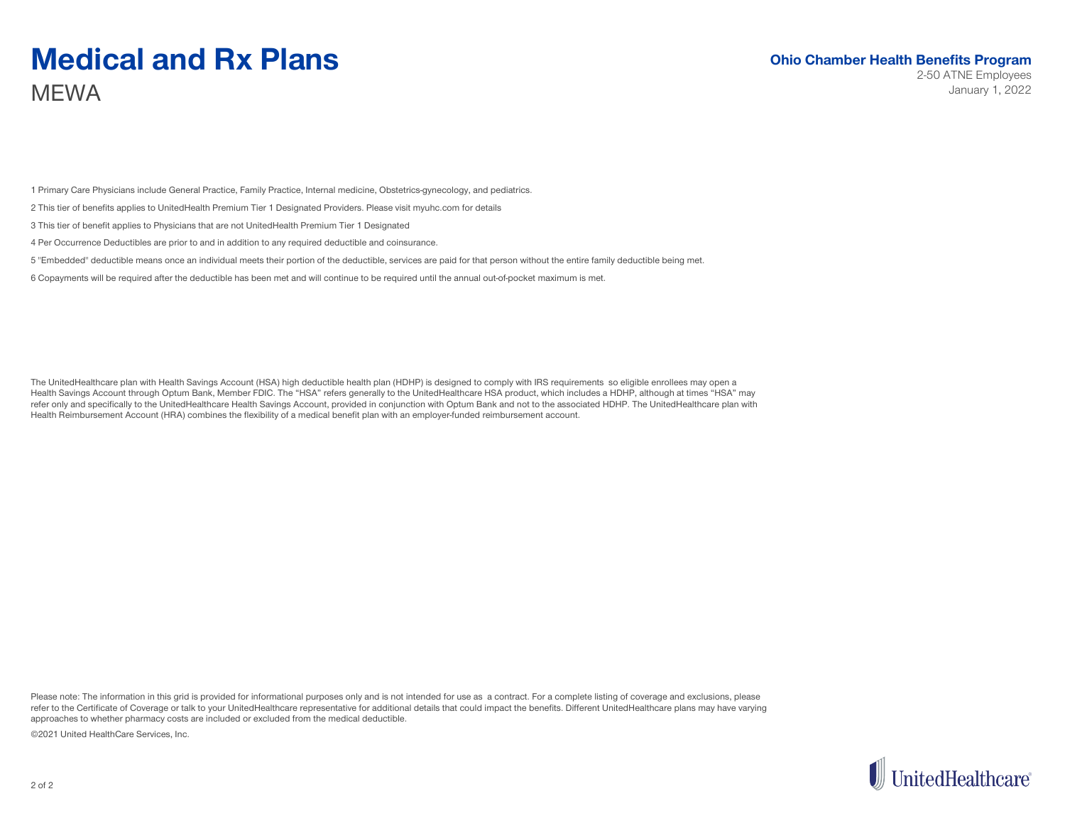# Medical and Rx Plans

MEWA

**Ohio Chamber Health Benefits Program**

2-50 ATNE Employees

January 1, 2022

1 Primary Care Physicians include General Practice, Family Practice, Internal medicine, Obstetrics-gynecology, and pediatrics.

2 This tier of benefits applies to UnitedHealth Premium Tier 1 Designated Providers. Please visit myuhc.com for details

3 This tier of benefit applies to Physicians that are not UnitedHealth Premium Tier 1 Designated

4 Per Occurrence Deductibles are prior to and in addition to any required deductible and coinsurance.

5 "Embedded" deductible means once an individual meets their portion of the deductible, services are paid for that person without the entire family deductible being met.

6 Copayments will be required after the deductible has been met and will continue to be required until the annual out-of-pocket maximum is met.

The UnitedHealthcare plan with Health Savings Account (HSA) high deductible health plan (HDHP) is designed to comply with IRS requirements so eligible enrollees may open a Health Savings Account through Optum Bank, Member FDIC. The "HSA" refers generally to the UnitedHealthcare HSA product, which includes a HDHP, although at times "HSA" may refer only and specifically to the UnitedHealthcare Health Savings Account, provided in conjunction with Optum Bank and not to the associated HDHP. The UnitedHealthcare plan with Health Reimbursement Account (HRA) combines the flexibility of a medical benefit plan with an employer-funded reimbursement account.

Please note: The information in this grid is provided for informational purposes only and is not intended for use as a contract. For a complete listing of coverage and exclusions, please refer to the Certificate of Coverage or talk to your UnitedHealthcare representative for additional details that could impact the benefits. Different UnitedHealthcare plans may have varying approaches to whether pharmacy costs are included or excluded from the medical deductible.

©2021 United HealthCare Services, Inc.

UnitedHealthcare